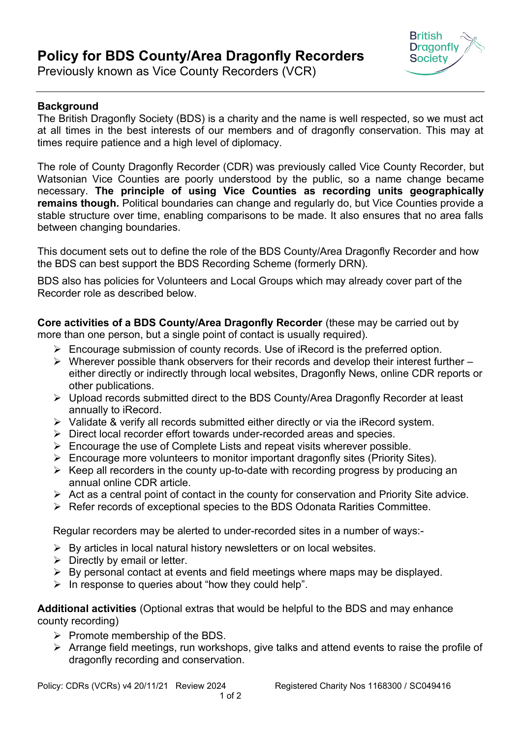# Policy for BDS County/Area Dragonfly Recorders

Previously known as Vice County Recorders (VCR)

**Background**

The British Dragonfly Society (BDS) is a charity and the name is well respected, so we must act at all times in the best interests of our members and of dragonfly conservation. This may at times require patience and a high level of diplomacy.

The role of County Dragonfly Recorder (CDR) was previously called Vice County Recorder, but Watsonian Vice Counties are poorly understood by the public, so a name change became necessary. **The principle of using Vice Counties as recording units geographically remains though.** Political boundaries can change and regularly do, but Vice Counties provide a stable structure over time, enabling comparisons to be made. It also ensures that no area falls between changing boundaries.

This document sets out to define the role of the BDS County/Area Dragonfly Recorder and how the BDS can best support the BDS Recording Scheme (formerly DRN).

BDS also has policies for Volunteers and Local Groups which may already cover part of the Recorder role as described below.

**Core activities of a BDS County/Area Dragonfly Recorder** (these may be carried out by more than one person, but a single point of contact is usually required).

- Encourage submission of county records. Use of iRecord is the preferred option.
- Wherever possible thank observers for their records and develop their interest further – either directly or indirectly through local websites, Dragonfly News, online CDR reports or other publications.
- Upload records submitted direct to the BDS County/Area Dragonfly Recorder at least annually to iRecord.
- Validate & verify all records submitted either directly or via the iRecord system.
- Direct local recorder effort towards under-recorded areas and species.
- Encourage the use of Complete Lists and repeat visits wherever possible.
- Encourage more volunteers to monitor important dragonfly sites (Priority Sites).
- Keep all recorders in the county up-to-date with recording progress by producing an annual online CDR article.
- Act as a central point of contact in the county for conservation and Priority Site advice.
- Refer records of exceptional species to the BDS Odonata Rarities Committee.

Regular recorders may be alerted to under-recorded sites in a number of ways:-

- By articles in local natural history newsletters or on local websites.
- Directly by email or letter.
- By personal contact at events and field meetings where maps may be displayed.
- In response to queries about "how they could help".

**Additional activities** (Optional extras that would be helpful to the BDS and may enhance county recording)

- Promote membership of the BDS.
- Arrange field meetings, run workshops, give talks and attend events to raise the profile of dragonfly recording and conservation.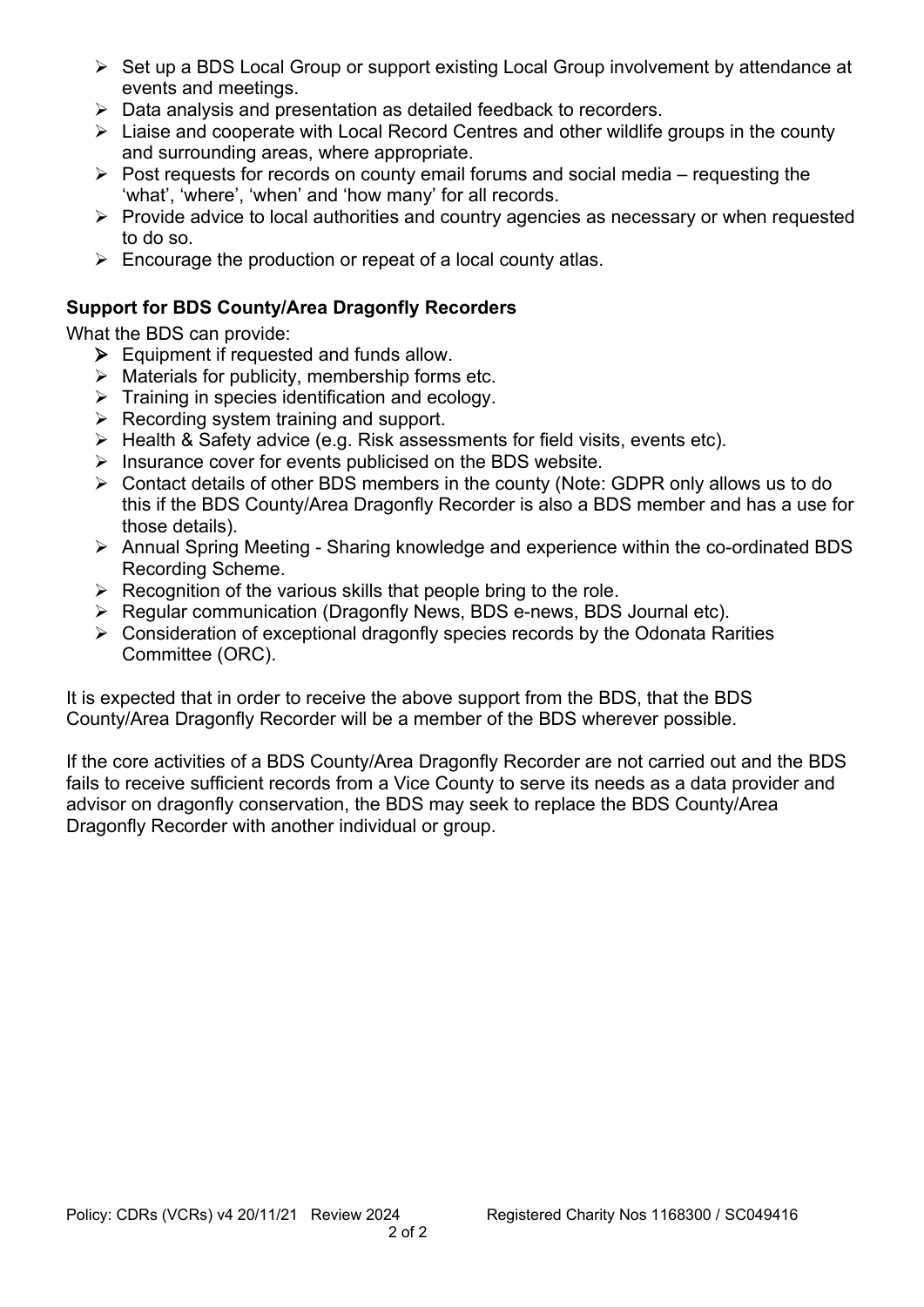- Set up a BDS Local Group or support existing Local Group involvement by attendance at events and meetings.
- Data analysis and presentation as detailed feedback to recorders.
- Liaise and cooperate with Local Record Centres and other wildlife groups in the county and surrounding areas, where appropriate.
- Post requests for records on county email forums and social media – requesting the 'what', 'where', 'when' and 'how many' for all records.
- Provide advice to local authorities and country agencies as necessary or when requested to do so.
- Encourage the production or repeat of a local county atlas.

**Support for BDS County/Area Dragonfly Recorders**

What the BDS can provide:

- Equipment if requested and funds allow.
- Materials for publicity, membership forms etc.
- Training in species identification and ecology.
- Recording system training and support.
- Health & Safety advice (e.g. Risk assessments for field visits, events etc).
- Insurance cover for events publicised on the BDS website.
- Contact details of other BDS members in the county (Note: GDPR only allows us to do this if the BDS County/Area Dragonfly Recorder is also a BDS member and has a use for those details).
- Annual Spring Meeting - Sharing knowledge and experience within the co-ordinated BDS Recording Scheme.
- Recognition of the various skills that people bring to the role.
- Regular communication (Dragonfly News, BDS e-news, BDS Journal etc).
- Consideration of exceptional dragonfly species records by the Odonata Rarities Committee (ORC).

It is expected that in order to receive the above support from the BDS, that the BDS County/Area Dragonfly Recorder will be a member of the BDS wherever possible.

If the core activities of a BDS County/Area Dragonfly Recorder are not carried out and the BDS fails to receive sufficient records from a Vice County to serve its needs as a data provider and advisor on dragonfly conservation, the BDS may seek to replace the BDS County/Area Dragonfly Recorder with another individual or group.